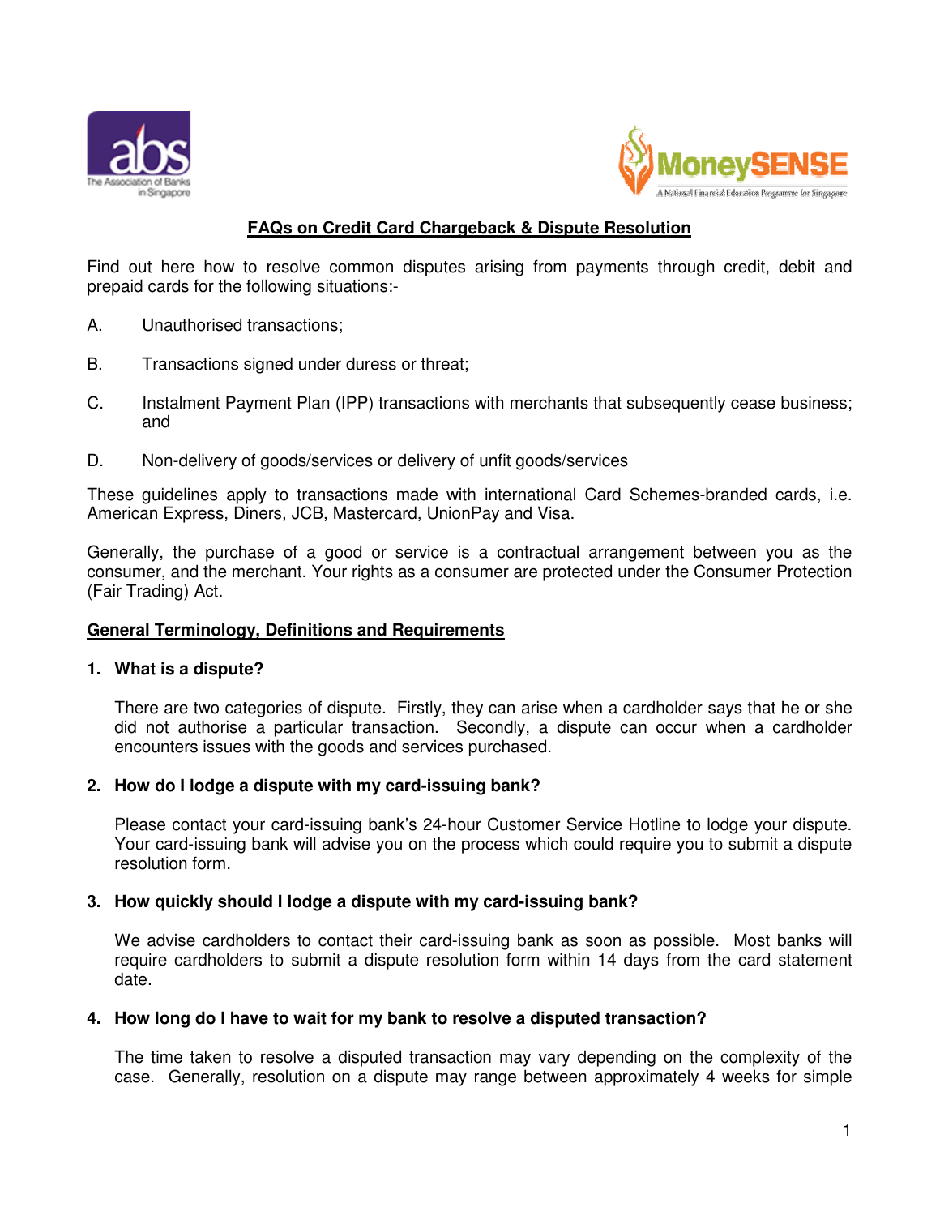# FAQs on Credit Card Chargeback & Dispute Resolution

Find out here how to resolve common disputes arising from payments through credit, debit and prepaid cards for the following situations:-

A. Unauthorised transactions;

B. Transactions signed under duress or threat;

C. Instalment Payment Plan (IPP) transactions with merchants that subsequently cease business; and

D. Non-delivery of goods/services or delivery of unfit goods/services

These guidelines apply to transactions made with international Card Schemes-branded cards, i.e. American Express, Diners, JCB, Mastercard, UnionPay and Visa.

Generally, the purchase of a good or service is a contractual arrangement between you as the consumer, and the merchant. Your rights as a consumer are protected under the Consumer Protection (Fair Trading) Act.

## General Terminology, Definitions and Requirements

### 1. What is a dispute?

There are two categories of dispute. Firstly, they can arise when a cardholder says that he or she did not authorise a particular transaction. Secondly, a dispute can occur when a cardholder encounters issues with the goods and services purchased.

### 2. How do I lodge a dispute with my card-issuing bank?

Please contact your card-issuing bank's 24-hour Customer Service Hotline to lodge your dispute. Your card-issuing bank will advise you on the process which could require you to submit a dispute resolution form.

### 3. How quickly should I lodge a dispute with my card-issuing bank?

We advise cardholders to contact their card-issuing bank as soon as possible. Most banks will require cardholders to submit a dispute resolution form within 14 days from the card statement date.

### 4. How long do I have to wait for my bank to resolve a disputed transaction?

The time taken to resolve a disputed transaction may vary depending on the complexity of the case. Generally, resolution on a dispute may range between approximately 4 weeks for simple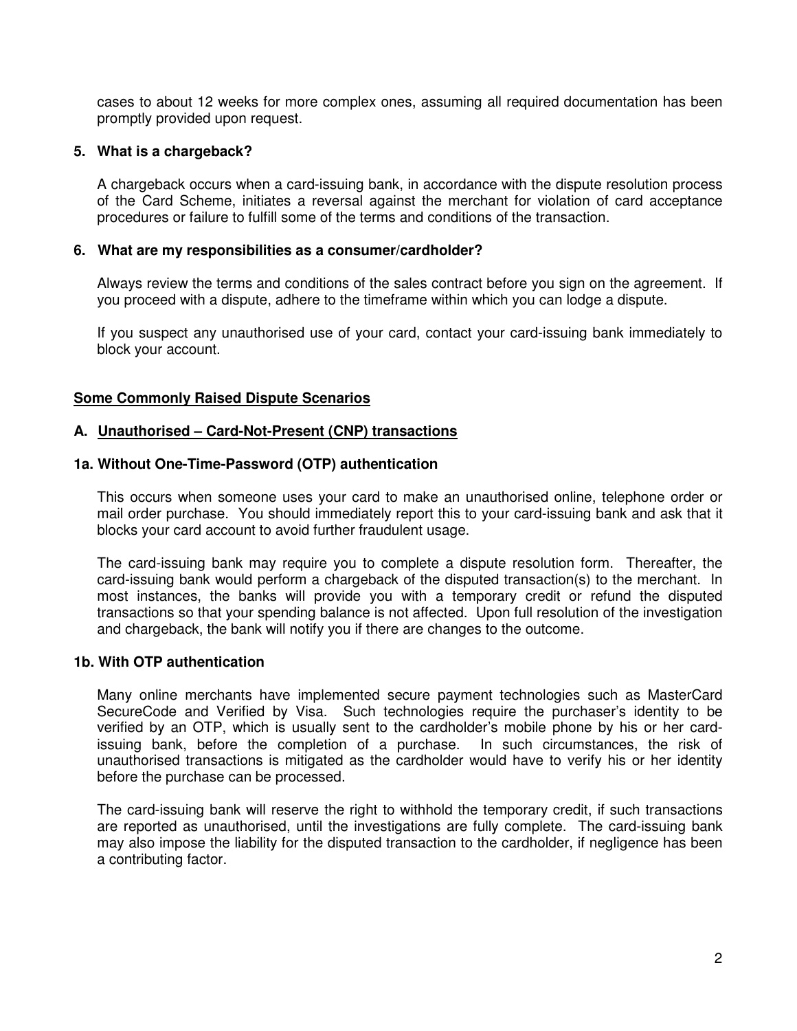cases to about 12 weeks for more complex ones, assuming all required documentation has been promptly provided upon request.

**5. What is a chargeback?**

A chargeback occurs when a card-issuing bank, in accordance with the dispute resolution process of the Card Scheme, initiates a reversal against the merchant for violation of card acceptance procedures or failure to fulfill some of the terms and conditions of the transaction.

**6. What are my responsibilities as a consumer/cardholder?**

Always review the terms and conditions of the sales contract before you sign on the agreement. If you proceed with a dispute, adhere to the timeframe within which you can lodge a dispute.

If you suspect any unauthorised use of your card, contact your card-issuing bank immediately to block your account.

## Some Commonly Raised Dispute Scenarios

### A. Unauthorised – Card-Not-Present (CNP) transactions

#### 1a. Without One-Time-Password (OTP) authentication

This occurs when someone uses your card to make an unauthorised online, telephone order or mail order purchase. You should immediately report this to your card-issuing bank and ask that it blocks your card account to avoid further fraudulent usage.

The card-issuing bank may require you to complete a dispute resolution form. Thereafter, the card-issuing bank would perform a chargeback of the disputed transaction(s) to the merchant. In most instances, the banks will provide you with a temporary credit or refund the disputed transactions so that your spending balance is not affected. Upon full resolution of the investigation and chargeback, the bank will notify you if there are changes to the outcome.

#### 1b. With OTP authentication

Many online merchants have implemented secure payment technologies such as MasterCard SecureCode and Verified by Visa. Such technologies require the purchaser's identity to be verified by an OTP, which is usually sent to the cardholder's mobile phone by his or her card-issuing bank, before the completion of a purchase. In such circumstances, the risk of unauthorised transactions is mitigated as the cardholder would have to verify his or her identity before the purchase can be processed.

The card-issuing bank will reserve the right to withhold the temporary credit, if such transactions are reported as unauthorised, until the investigations are fully complete. The card-issuing bank may also impose the liability for the disputed transaction to the cardholder, if negligence has been a contributing factor.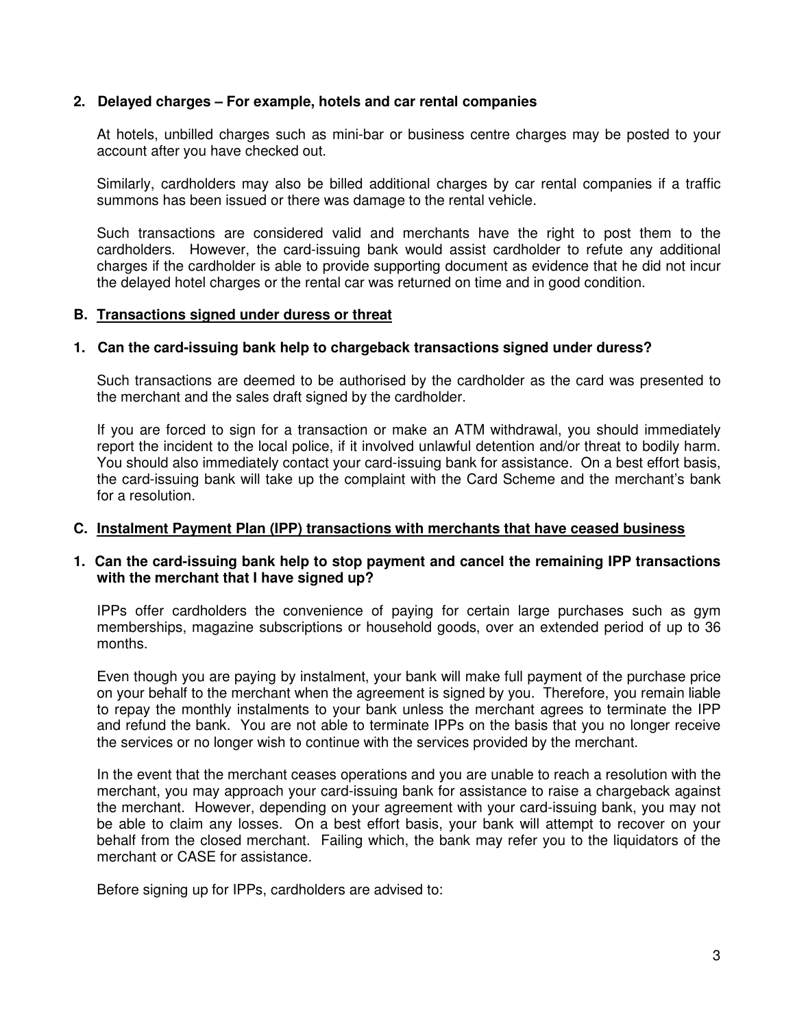### 2. Delayed charges – For example, hotels and car rental companies

At hotels, unbilled charges such as mini-bar or business centre charges may be posted to your account after you have checked out.

Similarly, cardholders may also be billed additional charges by car rental companies if a traffic summons has been issued or there was damage to the rental vehicle.

Such transactions are considered valid and merchants have the right to post them to the cardholders. However, the card-issuing bank would assist cardholder to refute any additional charges if the cardholder is able to provide supporting document as evidence that he did not incur the delayed hotel charges or the rental car was returned on time and in good condition.

## B. Transactions signed under duress or threat

### 1. Can the card-issuing bank help to chargeback transactions signed under duress?

Such transactions are deemed to be authorised by the cardholder as the card was presented to the merchant and the sales draft signed by the cardholder.

If you are forced to sign for a transaction or make an ATM withdrawal, you should immediately report the incident to the local police, if it involved unlawful detention and/or threat to bodily harm. You should also immediately contact your card-issuing bank for assistance. On a best effort basis, the card-issuing bank will take up the complaint with the Card Scheme and the merchant's bank for a resolution.

## C. Instalment Payment Plan (IPP) transactions with merchants that have ceased business

### 1. Can the card-issuing bank help to stop payment and cancel the remaining IPP transactions with the merchant that I have signed up?

IPPs offer cardholders the convenience of paying for certain large purchases such as gym memberships, magazine subscriptions or household goods, over an extended period of up to 36 months.

Even though you are paying by instalment, your bank will make full payment of the purchase price on your behalf to the merchant when the agreement is signed by you. Therefore, you remain liable to repay the monthly instalments to your bank unless the merchant agrees to terminate the IPP and refund the bank. You are not able to terminate IPPs on the basis that you no longer receive the services or no longer wish to continue with the services provided by the merchant.

In the event that the merchant ceases operations and you are unable to reach a resolution with the merchant, you may approach your card-issuing bank for assistance to raise a chargeback against the merchant. However, depending on your agreement with your card-issuing bank, you may not be able to claim any losses. On a best effort basis, your bank will attempt to recover on your behalf from the closed merchant. Failing which, the bank may refer you to the liquidators of the merchant or CASE for assistance.

Before signing up for IPPs, cardholders are advised to: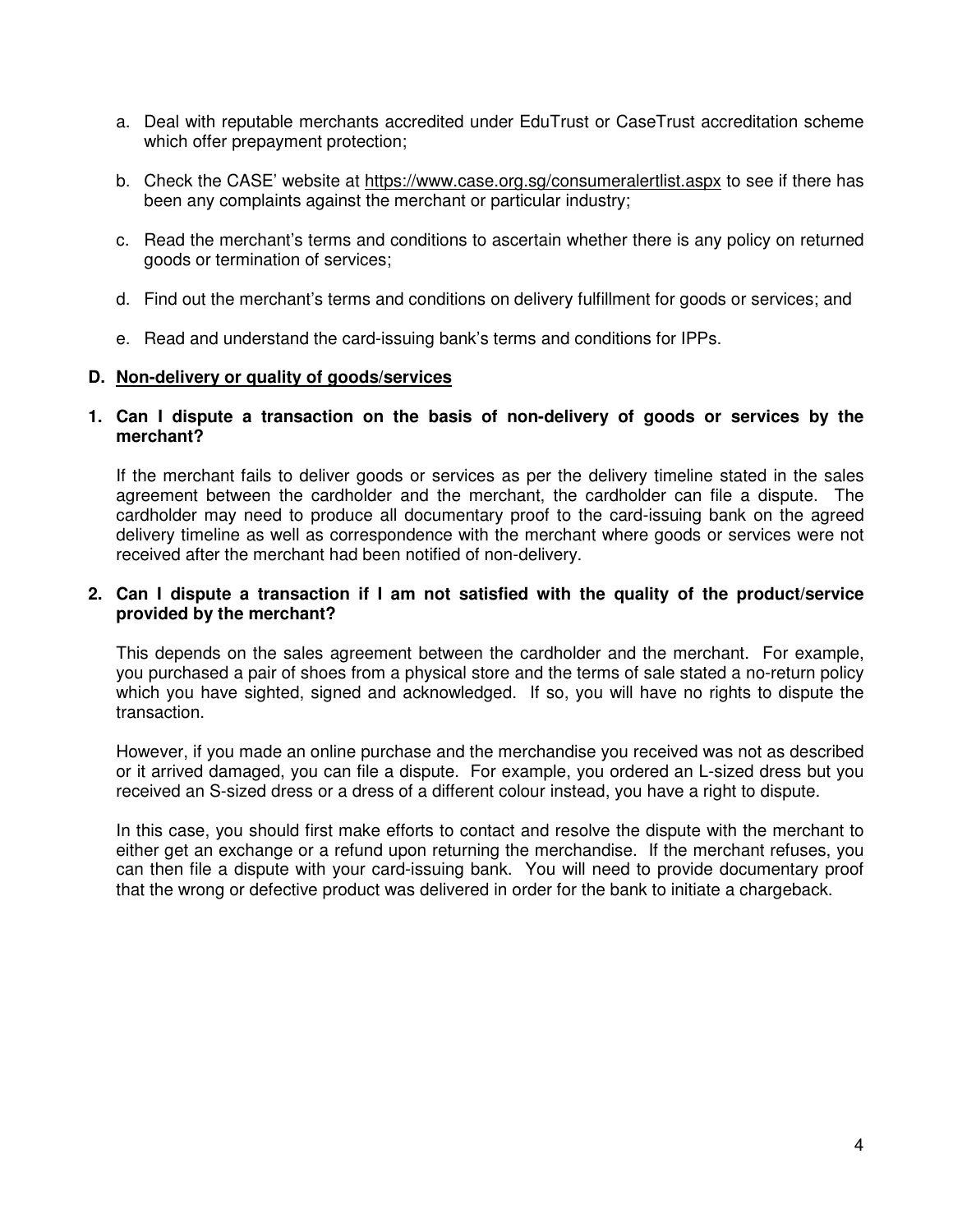a. Deal with reputable merchants accredited under EduTrust or CaseTrust accreditation scheme which offer prepayment protection;

b. Check the CASE' website at https://www.case.org.sg/consumeralertlist.aspx to see if there has been any complaints against the merchant or particular industry;

c. Read the merchant's terms and conditions to ascertain whether there is any policy on returned goods or termination of services;

d. Find out the merchant's terms and conditions on delivery fulfillment for goods or services; and

e. Read and understand the card-issuing bank's terms and conditions for IPPs.

## D. <u>Non-delivery or quality of goods/services</u>

**1. Can I dispute a transaction on the basis of non-delivery of goods or services by the merchant?**

If the merchant fails to deliver goods or services as per the delivery timeline stated in the sales agreement between the cardholder and the merchant, the cardholder can file a dispute. The cardholder may need to produce all documentary proof to the card-issuing bank on the agreed delivery timeline as well as correspondence with the merchant where goods or services were not received after the merchant had been notified of non-delivery.

**2. Can I dispute a transaction if I am not satisfied with the quality of the product/service provided by the merchant?**

This depends on the sales agreement between the cardholder and the merchant. For example, you purchased a pair of shoes from a physical store and the terms of sale stated a no-return policy which you have sighted, signed and acknowledged. If so, you will have no rights to dispute the transaction.

However, if you made an online purchase and the merchandise you received was not as described or it arrived damaged, you can file a dispute. For example, you ordered an L-sized dress but you received an S-sized dress or a dress of a different colour instead, you have a right to dispute.

In this case, you should first make efforts to contact and resolve the dispute with the merchant to either get an exchange or a refund upon returning the merchandise. If the merchant refuses, you can then file a dispute with your card-issuing bank. You will need to provide documentary proof that the wrong or defective product was delivered in order for the bank to initiate a chargeback.